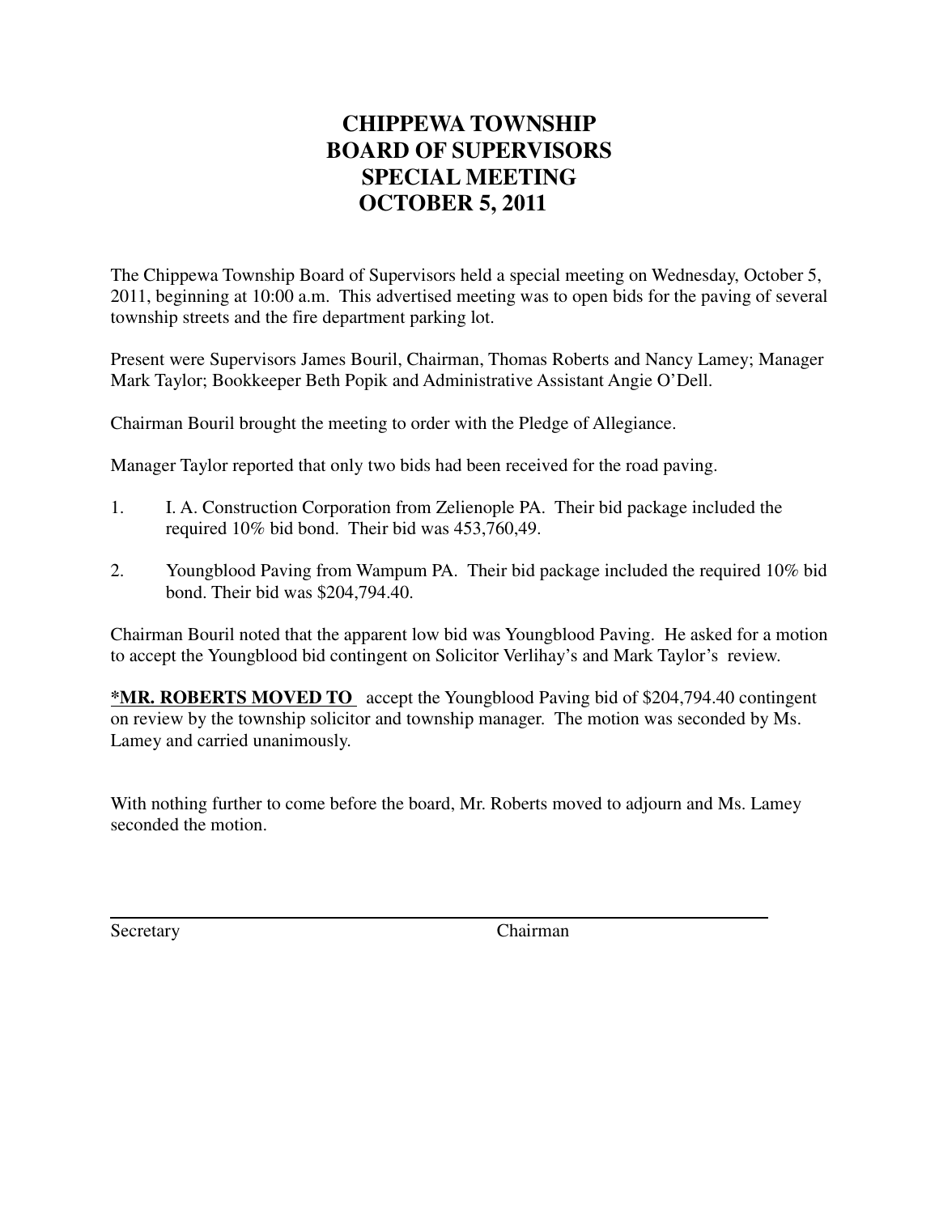# CHIPPEWA TOWNSHIP BOARD OF SUPERVISORS SPECIAL MEETING OCTOBER 5, 2011

The Chippewa Township Board of Supervisors held a special meeting on Wednesday, October 5, 2011, beginning at 10:00 a.m. This advertised meeting was to open bids for the paving of several township streets and the fire department parking lot.

Present were Supervisors James Bouril, Chairman, Thomas Roberts and Nancy Lamey; Manager Mark Taylor; Bookkeeper Beth Popik and Administrative Assistant Angie O'Dell.

Chairman Bouril brought the meeting to order with the Pledge of Allegiance.

Manager Taylor reported that only two bids had been received for the road paving.

1. I. A. Construction Corporation from Zelienople PA. Their bid package included the required 10% bid bond. Their bid was 453,760,49.

2. Youngblood Paving from Wampum PA. Their bid package included the required 10% bid bond. Their bid was $204,794.40.

Chairman Bouril noted that the apparent low bid was Youngblood Paving. He asked for a motion to accept the Youngblood bid contingent on Solicitor Verlihay's and Mark Taylor's review.

**<u>*MR. ROBERTS MOVED TO</u>** accept the Youngblood Paving bid of $204,794.40 contingent on review by the township solicitor and township manager. The motion was seconded by Ms. Lamey and carried unanimously.

With nothing further to come before the board, Mr. Roberts moved to adjourn and Ms. Lamey seconded the motion.

Secretary Chairman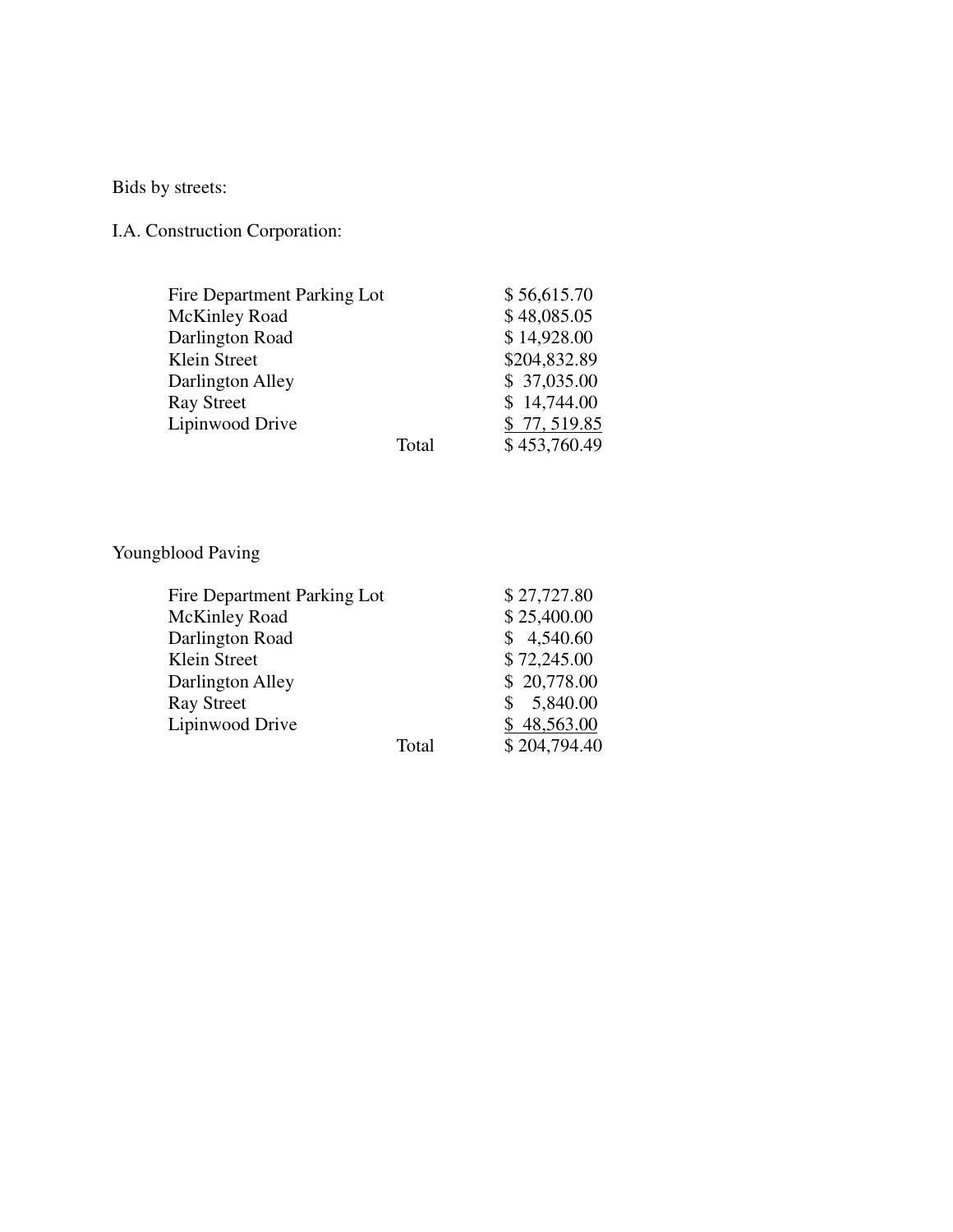Bids by streets:

I.A. Construction Corporation:

| | | |
|---|---|---|
| Fire Department Parking Lot | | $ 56,615.70 |
| McKinley Road | | $ 48,085.05 |
| Darlington Road | | $ 14,928.00 |
| Klein Street | | $204,832.89 |
| Darlington Alley | | $ 37,035.00 |
| Ray Street | | $ 14,744.00 |
| Lipinwood Drive | | $ 77, 519.85 |
| | Total | $ 453,760.49 |

Youngblood Paving

| | | |
|---|---|---|
| Fire Department Parking Lot | | $ 27,727.80 |
| McKinley Road | | $ 25,400.00 |
| Darlington Road | | $ 4,540.60 |
| Klein Street | | $ 72,245.00 |
| Darlington Alley | | $ 20,778.00 |
| Ray Street | | $ 5,840.00 |
| Lipinwood Drive | | $ 48,563.00 |
| | Total | $ 204,794.40 |